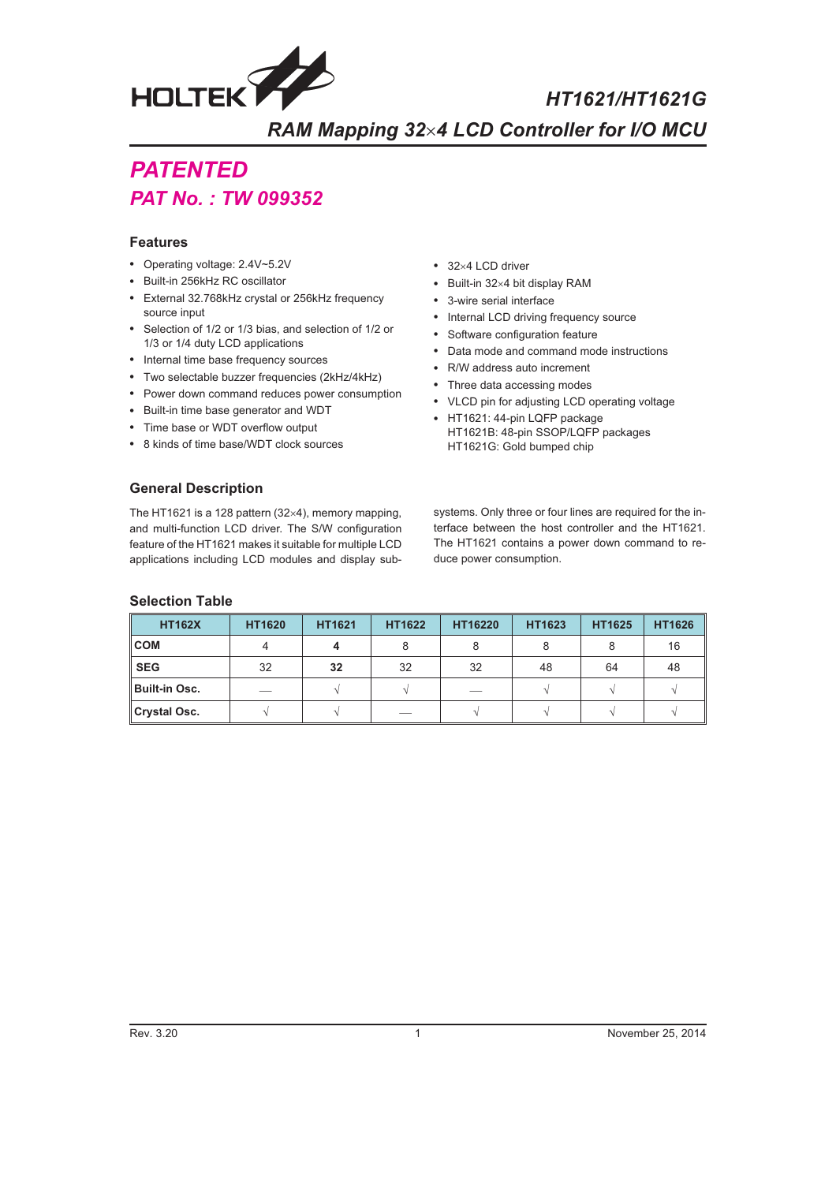# HT1621/HT1621G

## RAM Mapping 32×4 LCD Controller for I/O MCU

## PATENTED

## PAT No. : TW 099352

### Features

- Operating voltage: 2.4V~5.2V
- Built-in 256kHz RC oscillator
- External 32.768kHz crystal or 256kHz frequency source input
- Selection of 1/2 or 1/3 bias, and selection of 1/2 or 1/3 or 1/4 duty LCD applications
- Internal time base frequency sources
- Two selectable buzzer frequencies (2kHz/4kHz)
- Power down command reduces power consumption
- Built-in time base generator and WDT
- Time base or WDT overflow output
- 8 kinds of time base/WDT clock sources
- 32×4 LCD driver
- Built-in 32×4 bit display RAM
- 3-wire serial interface
- Internal LCD driving frequency source
- Software configuration feature
- Data mode and command mode instructions
- R/W address auto increment
- Three data accessing modes
- VLCD pin for adjusting LCD operating voltage
- HT1621: 44-pin LQFP package
  HT1621B: 48-pin SSOP/LQFP packages
  HT1621G: Gold bumped chip

### General Description

The HT1621 is a 128 pattern (32×4), memory mapping, and multi-function LCD driver. The S/W configuration feature of the HT1621 makes it suitable for multiple LCD applications including LCD modules and display subsystems. Only three or four lines are required for the interface between the host controller and the HT1621. The HT1621 contains a power down command to reduce power consumption.

### Selection Table

| HT162X | HT1620 | HT1621 | HT1622 | HT16220 | HT1623 | HT1625 | HT1626 |
|---|---|---|---|---|---|---|---|
| **COM** | 4 | **4** | 8 | 8 | 8 | 8 | 16 |
| **SEG** | 32 | **32** | 32 | 32 | 48 | 64 | 48 |
| **Built-in Osc.** | — | √ | √ | — | √ | √ | √ |
| **Crystal Osc.** | √ | √ | — | √ | √ | √ | √ |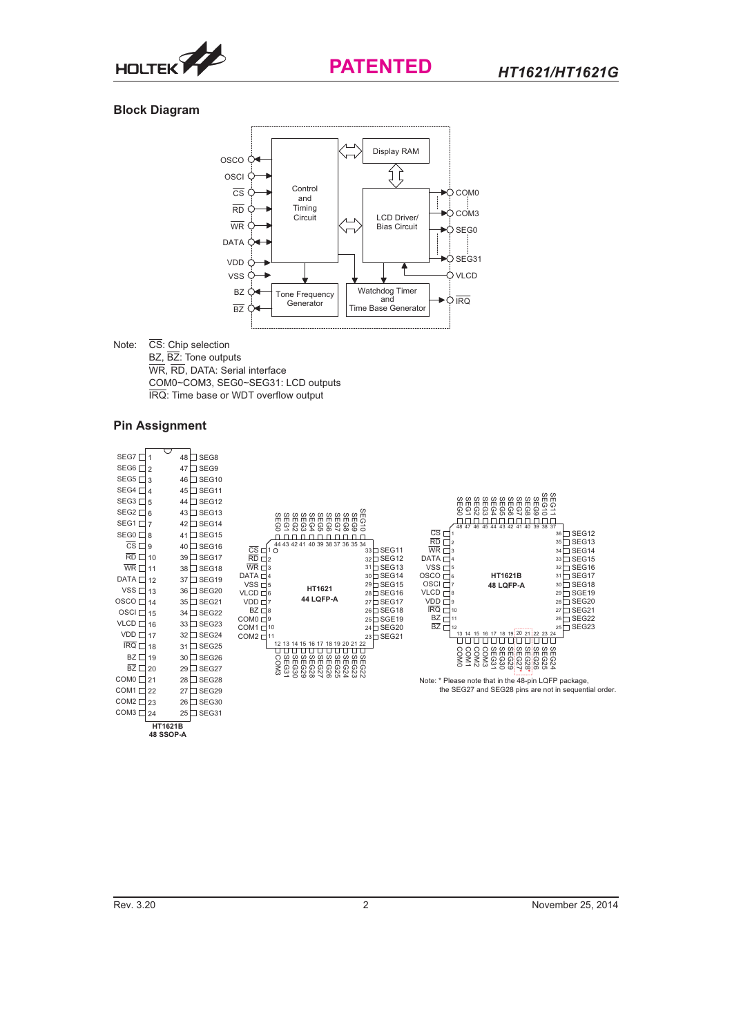## Block Diagram

Note: $\overline{CS}$: Chip selection

BZ, $\overline{BZ}$: Tone outputs

$\overline{WR}$, $\overline{RD}$, DATA: Serial interface

COM0~COM3, SEG0~SEG31: LCD outputs

$\overline{IRQ}$: Time base or WDT overflow output

## Pin Assignment

HT1621B 48 SSOP-A

HT1621 44 LQFP-A

HT1621B 48 LQFP-A

Note: * Please note that in the 48-pin LQFP package, the SEG27 and SEG28 pins are not in sequential order.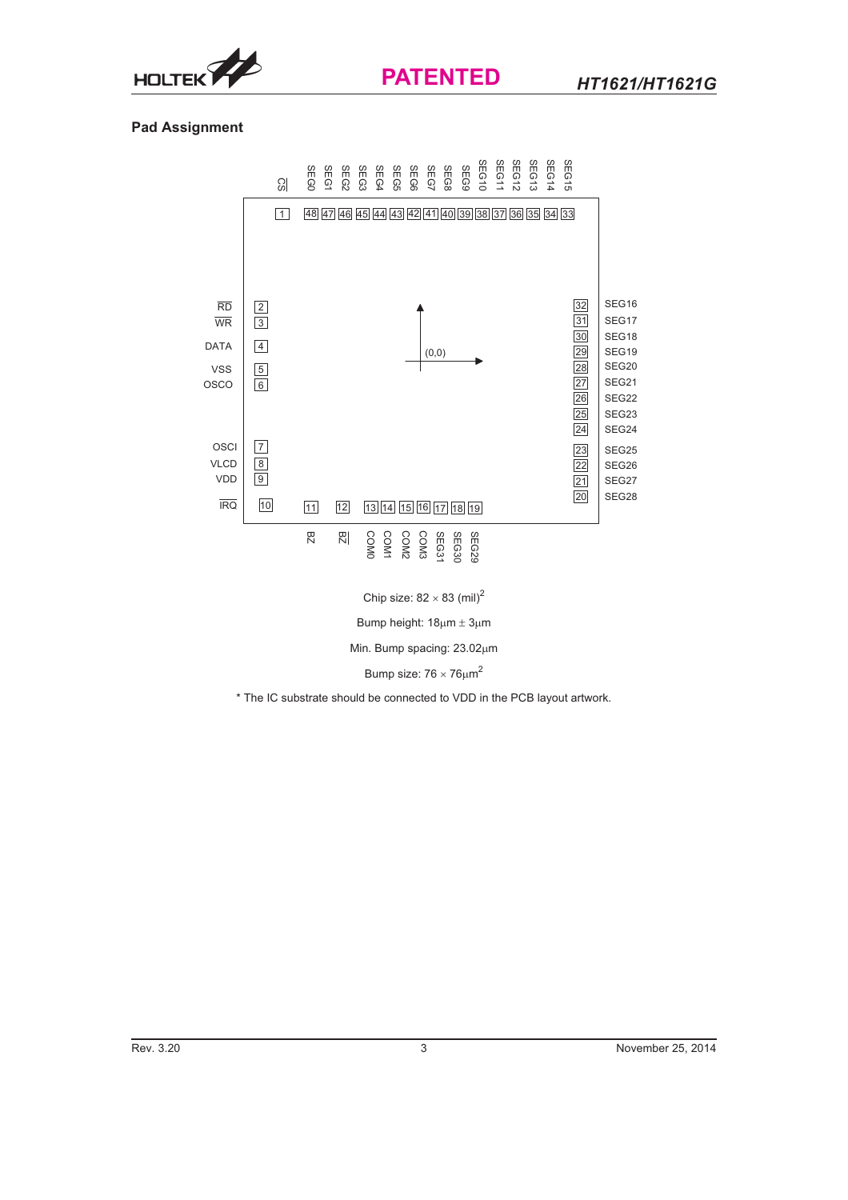## Pad Assignment

| Pad No. | Pad Name |
|---|---|
| 1 | $\overline{CS}$ |
| 2 | $\overline{RD}$ |
| 3 | $\overline{WR}$ |
| 4 | DATA |
| 5 | VSS |
| 6 | OSCO |
| 7 | OSCI |
| 8 | VLCD |
| 9 | VDD |
| 10 | $\overline{IRQ}$ |
| 11 | BZ |
| 12 | $\overline{BZ}$ |
| 13 | COM0 |
| 14 | COM1 |
| 15 | COM2 |
| 16 | COM3 |
| 17 | SEG31 |
| 18 | SEG30 |
| 19 | SEG29 |
| 20 | SEG28 |
| 21 | SEG27 |
| 22 | SEG26 |
| 23 | SEG25 |
| 24 | SEG24 |
| 25 | SEG23 |
| 26 | SEG22 |
| 27 | SEG21 |
| 28 | SEG20 |
| 29 | SEG19 |
| 30 | SEG18 |
| 31 | SEG17 |
| 32 | SEG16 |
| 33 | SEG15 |
| 34 | SEG14 |
| 35 | SEG13 |
| 36 | SEG12 |
| 37 | SEG11 |
| 38 | SEG10 |
| 39 | SEG9 |
| 40 | SEG8 |
| 41 | SEG7 |
| 42 | SEG6 |
| 43 | SEG5 |
| 44 | SEG4 |
| 45 | SEG3 |
| 46 | SEG2 |
| 47 | SEG1 |
| 48 | SEG0 |

(0,0)

Chip size: $82 \times 83$ $(mil)^2$

Bump height: $18\mu m \pm 3\mu m$

Min. Bump spacing: $23.02\mu m$

Bump size: $76 \times 76\mu m^2$

* The IC substrate should be connected to VDD in the PCB layout artwork.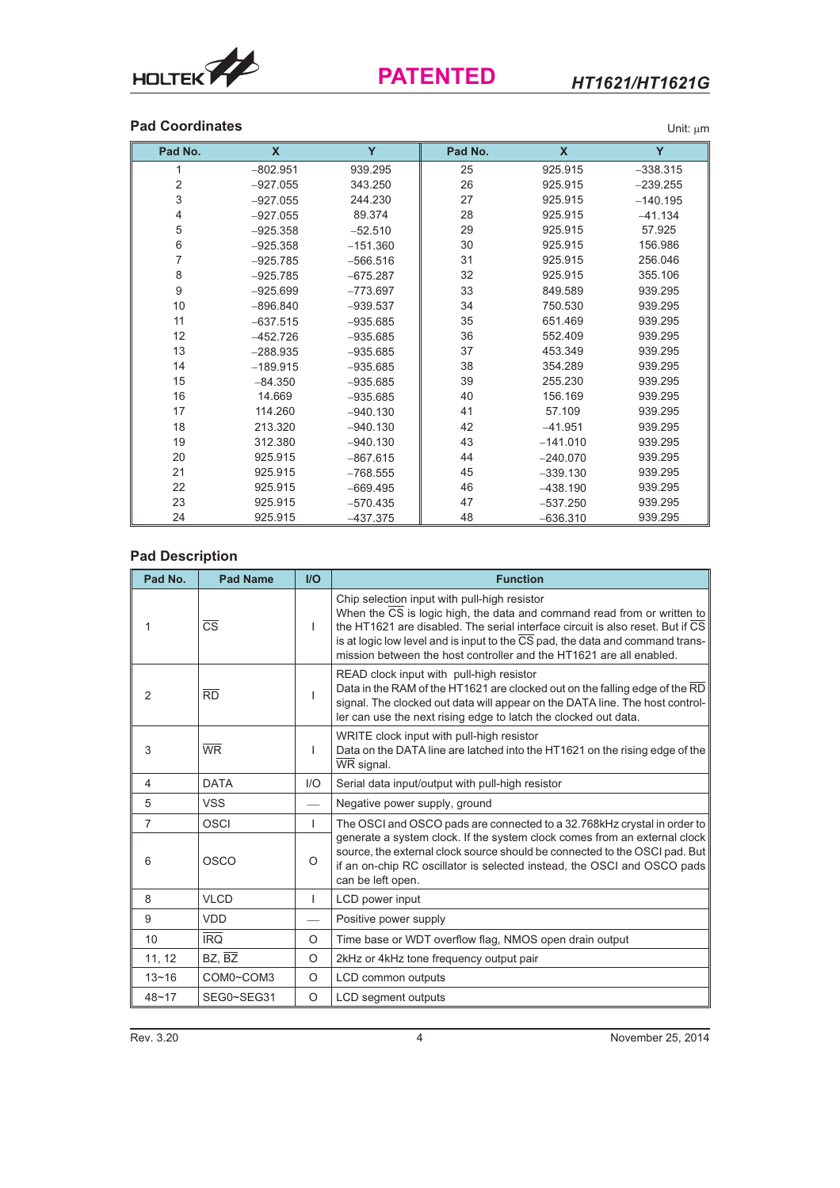## Pad Coordinates

Unit: μm

| Pad No. | X | Y | Pad No. | X | Y |
|---|---|---|---|---|---|
| 1 | −802.951 | 939.295 | 25 | 925.915 | −338.315 |
| 2 | −927.055 | 343.250 | 26 | 925.915 | −239.255 |
| 3 | −927.055 | 244.230 | 27 | 925.915 | −140.195 |
| 4 | −927.055 | 89.374 | 28 | 925.915 | −41.134 |
| 5 | −925.358 | −52.510 | 29 | 925.915 | 57.925 |
| 6 | −925.358 | −151.360 | 30 | 925.915 | 156.986 |
| 7 | −925.785 | −566.516 | 31 | 925.915 | 256.046 |
| 8 | −925.785 | −675.287 | 32 | 925.915 | 355.106 |
| 9 | −925.699 | −773.697 | 33 | 849.589 | 939.295 |
| 10 | −896.840 | −939.537 | 34 | 750.530 | 939.295 |
| 11 | −637.515 | −935.685 | 35 | 651.469 | 939.295 |
| 12 | −452.726 | −935.685 | 36 | 552.409 | 939.295 |
| 13 | −288.935 | −935.685 | 37 | 453.349 | 939.295 |
| 14 | −189.915 | −935.685 | 38 | 354.289 | 939.295 |
| 15 | −84.350 | −935.685 | 39 | 255.230 | 939.295 |
| 16 | 14.669 | −935.685 | 40 | 156.169 | 939.295 |
| 17 | 114.260 | −940.130 | 41 | 57.109 | 939.295 |
| 18 | 213.320 | −940.130 | 42 | −41.951 | 939.295 |
| 19 | 312.380 | −940.130 | 43 | −141.010 | 939.295 |
| 20 | 925.915 | −867.615 | 44 | −240.070 | 939.295 |
| 21 | 925.915 | −768.555 | 45 | −339.130 | 939.295 |
| 22 | 925.915 | −669.495 | 46 | −438.190 | 939.295 |
| 23 | 925.915 | −570.435 | 47 | −537.250 | 939.295 |
| 24 | 925.915 | −437.375 | 48 | −636.310 | 939.295 |

## Pad Description

| Pad No. | Pad Name | I/O | Function |
|---|---|---|---|
| 1 | $\overline{CS}$ | I | Chip selection input with pull-high resistor<br>When the $\overline{CS}$ is logic high, the data and command read from or written to the HT1621 are disabled. The serial interface circuit is also reset. But if $\overline{CS}$ is at logic low level and is input to the $\overline{CS}$ pad, the data and command transmission between the host controller and the HT1621 are all enabled. |
| 2 | $\overline{RD}$ | I | READ clock input with pull-high resistor<br>Data in the RAM of the HT1621 are clocked out on the falling edge of the $\overline{RD}$ signal. The clocked out data will appear on the DATA line. The host controller can use the next rising edge to latch the clocked out data. |
| 3 | $\overline{WR}$ | I | WRITE clock input with pull-high resistor<br>Data on the DATA line are latched into the HT1621 on the rising edge of the $\overline{WR}$ signal. |
| 4 | DATA | I/O | Serial data input/output with pull-high resistor |
| 5 | VSS | — | Negative power supply, ground |
| 7 | OSCI | I | The OSCI and OSCO pads are connected to a 32.768kHz crystal in order to generate a system clock. If the system clock comes from an external clock source, the external clock source should be connected to the OSCI pad. But if an on-chip RC oscillator is selected instead, the OSCI and OSCO pads can be left open. |
| 6 | OSCO | O | |
| 8 | VLCD | I | LCD power input |
| 9 | VDD | — | Positive power supply |
| 10 | $\overline{IRQ}$ | O | Time base or WDT overflow flag, NMOS open drain output |
| 11, 12 | BZ, $\overline{BZ}$ | O | 2kHz or 4kHz tone frequency output pair |
| 13~16 | COM0~COM3 | O | LCD common outputs |
| 48~17 | SEG0~SEG31 | O | LCD segment outputs |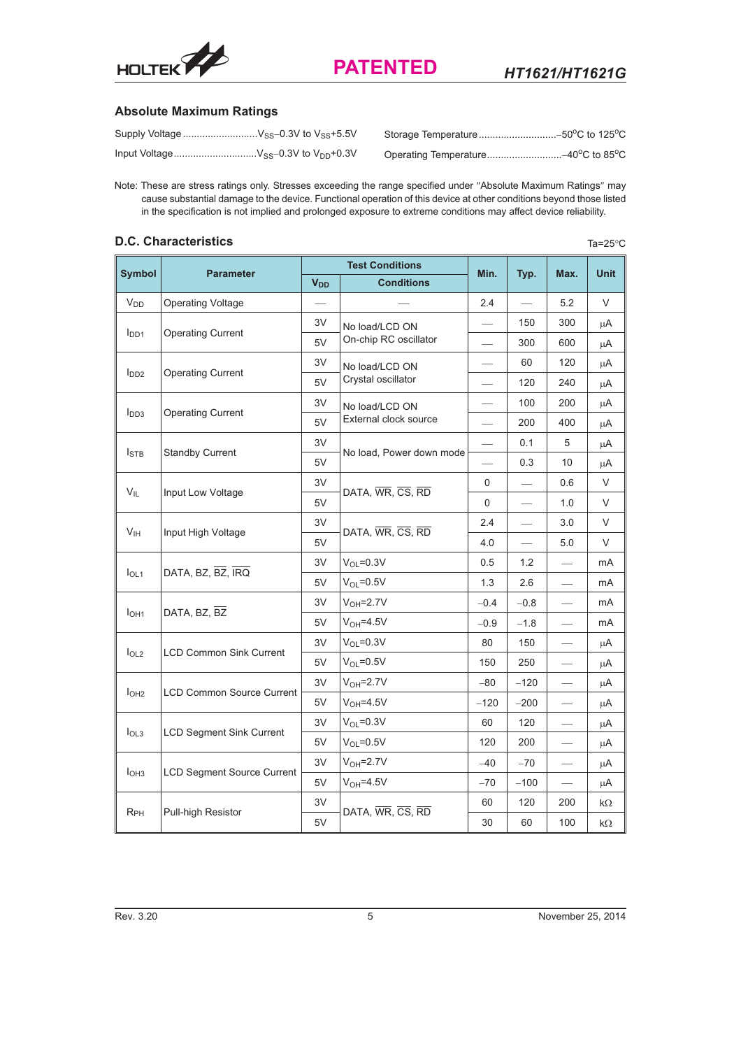## Absolute Maximum Ratings

Supply Voltage ..........................$V_{SS}$–0.3V to $V_{SS}$+5.5V

Input Voltage.............................$V_{SS}$–0.3V to $V_{DD}$+0.3V

Storage Temperature............................–50°C to 125°C

Operating Temperature...........................–40°C to 85°C

Note: These are stress ratings only. Stresses exceeding the range specified under "Absolute Maximum Ratings" may cause substantial damage to the device. Functional operation of this device at other conditions beyond those listed in the specification is not implied and prolonged exposure to extreme conditions may affect device reliability.

## D.C. Characteristics

Ta=25°C

| Symbol | Parameter | Test Conditions | | Min. | Typ. | Max. | Unit |
|---|---|---|---|---|---|---|---|
| | | $V_{DD}$ | Conditions | | | | |
| $V_{DD}$ | Operating Voltage | — | — | 2.4 | — | 5.2 | V |
| $I_{DD1}$ | Operating Current | 3V | No load/LCD ON On-chip RC oscillator | — | 150 | 300 | μA |
| | | 5V | | — | 300 | 600 | μA |
| $I_{DD2}$ | Operating Current | 3V | No load/LCD ON Crystal oscillator | — | 60 | 120 | μA |
| | | 5V | | — | 120 | 240 | μA |
| $I_{DD3}$ | Operating Current | 3V | No load/LCD ON External clock source | — | 100 | 200 | μA |
| | | 5V | | — | 200 | 400 | μA |
| $I_{STB}$ | Standby Current | 3V | No load, Power down mode | — | 0.1 | 5 | μA |
| | | 5V | | — | 0.3 | 10 | μA |
| $V_{IL}$ | Input Low Voltage | 3V | DATA, $\overline{WR}$, $\overline{CS}$, $\overline{RD}$ | 0 | — | 0.6 | V |
| | | 5V | | 0 | — | 1.0 | V |
| $V_{IH}$ | Input High Voltage | 3V | DATA, $\overline{WR}$, $\overline{CS}$, $\overline{RD}$ | 2.4 | — | 3.0 | V |
| | | 5V | | 4.0 | — | 5.0 | V |
| $I_{OL1}$ | DATA, BZ, $\overline{BZ}$, $\overline{IRQ}$ | 3V | $V_{OL}$=0.3V | 0.5 | 1.2 | — | mA |
| | | 5V | $V_{OL}$=0.5V | 1.3 | 2.6 | — | mA |
| $I_{OH1}$ | DATA, BZ, $\overline{BZ}$ | 3V | $V_{OH}$=2.7V | –0.4 | –0.8 | — | mA |
| | | 5V | $V_{OH}$=4.5V | –0.9 | –1.8 | — | mA |
| $I_{OL2}$ | LCD Common Sink Current | 3V | $V_{OL}$=0.3V | 80 | 150 | — | μA |
| | | 5V | $V_{OL}$=0.5V | 150 | 250 | — | μA |
| $I_{OH2}$ | LCD Common Source Current | 3V | $V_{OH}$=2.7V | –80 | –120 | — | μA |
| | | 5V | $V_{OH}$=4.5V | –120 | –200 | — | μA |
| $I_{OL3}$ | LCD Segment Sink Current | 3V | $V_{OL}$=0.3V | 60 | 120 | — | μA |
| | | 5V | $V_{OL}$=0.5V | 120 | 200 | — | μA |
| $I_{OH3}$ | LCD Segment Source Current | 3V | $V_{OH}$=2.7V | –40 | –70 | — | μA |
| | | 5V | $V_{OH}$=4.5V | –70 | –100 | — | μA |
| $R_{PH}$ | Pull-high Resistor | 3V | DATA, $\overline{WR}$, $\overline{CS}$, $\overline{RD}$ | 60 | 120 | 200 | kΩ |
| | | 5V | | 30 | 60 | 100 | kΩ |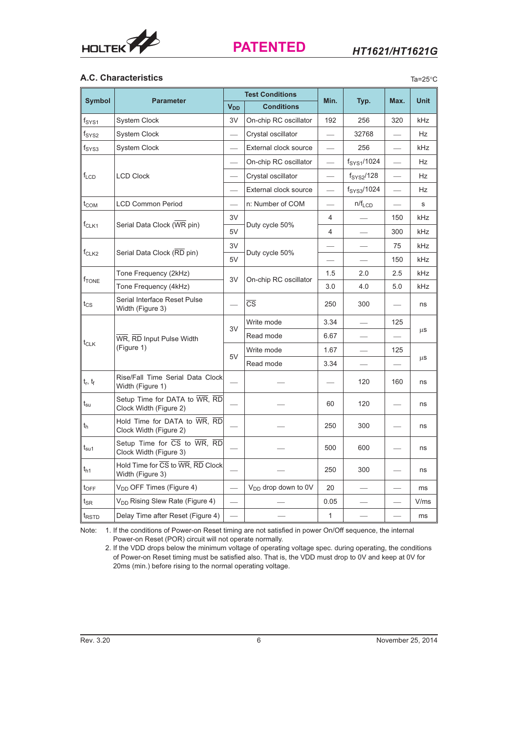## A.C. Characteristics

Ta=25°C

| Symbol | Parameter | Test Conditions | | Min. | Typ. | Max. | Unit |
|---|---|---|---|---|---|---|---|
| | | $V_{DD}$ | Conditions | | | | |
| $f_{SYS1}$ | System Clock | 3V | On-chip RC oscillator | 192 | 256 | 320 | kHz |
| $f_{SYS2}$ | System Clock | — | Crystal oscillator | — | 32768 | — | Hz |
| $f_{SYS3}$ | System Clock | — | External clock source | — | 256 | — | kHz |
| $f_{LCD}$ | LCD Clock | — | On-chip RC oscillator | — | $f_{SYS1}/1024$ | — | Hz |
| | | — | Crystal oscillator | — | $f_{SYS2}/128$ | — | Hz |
| | | — | External clock source | — | $f_{SYS3}/1024$ | — | Hz |
| $t_{COM}$ | LCD Common Period | — | n: Number of COM | — | $n/f_{LCD}$ | — | s |
| $f_{CLK1}$ | Serial Data Clock ($\overline{WR}$ pin) | 3V | Duty cycle 50% | 4 | — | 150 | kHz |
| | | 5V | | 4 | — | 300 | kHz |
| $f_{CLK2}$ | Serial Data Clock ($\overline{RD}$ pin) | 3V | Duty cycle 50% | — | — | 75 | kHz |
| | | 5V | | — | — | 150 | kHz |
| $f_{TONE}$ | Tone Frequency (2kHz) | 3V | On-chip RC oscillator | 1.5 | 2.0 | 2.5 | kHz |
| | Tone Frequency (4kHz) | | | 3.0 | 4.0 | 5.0 | kHz |
| $t_{CS}$ | Serial Interface Reset Pulse Width (Figure 3) | — | $\overline{CS}$ | 250 | 300 | — | ns |
| $t_{CLK}$ | $\overline{WR}$, $\overline{RD}$ Input Pulse Width (Figure 1) | 3V | Write mode | 3.34 | — | 125 | μs |
| | | | Read mode | 6.67 | — | — | |
| | | 5V | Write mode | 1.67 | — | 125 | μs |
| | | | Read mode | 3.34 | — | — | |
| $t_r$, $t_f$ | Rise/Fall Time Serial Data Clock Width (Figure 1) | — | — | — | 120 | 160 | ns |
| $t_{su}$ | Setup Time for DATA to $\overline{WR}$, $\overline{RD}$ Clock Width (Figure 2) | — | — | 60 | 120 | — | ns |
| $t_h$ | Hold Time for DATA to $\overline{WR}$, $\overline{RD}$ Clock Width (Figure 2) | — | — | 250 | 300 | — | ns |
| $t_{su1}$ | Setup Time for $\overline{CS}$ to $\overline{WR}$, $\overline{RD}$ Clock Width (Figure 3) | — | — | 500 | 600 | — | ns |
| $t_{h1}$ | Hold Time for $\overline{CS}$ to $\overline{WR}$, $\overline{RD}$ Clock Width (Figure 3) | — | — | 250 | 300 | — | ns |
| $t_{OFF}$ | $V_{DD}$ OFF Times (Figure 4) | — | $V_{DD}$ drop down to 0V | 20 | — | — | ms |
| $t_{SR}$ | $V_{DD}$ Rising Slew Rate (Figure 4) | — | — | 0.05 | — | — | V/ms |
| $t_{RSTD}$ | Delay Time after Reset (Figure 4) | — | — | 1 | — | — | ms |

Note: 1. If the conditions of Power-on Reset timing are not satisfied in power On/Off sequence, the internal Power-on Reset (POR) circuit will not operate normally.

2. If the VDD drops below the minimum voltage of operating voltage spec. during operating, the conditions of Power-on Reset timing must be satisfied also. That is, the VDD must drop to 0V and keep at 0V for 20ms (min.) before rising to the normal operating voltage.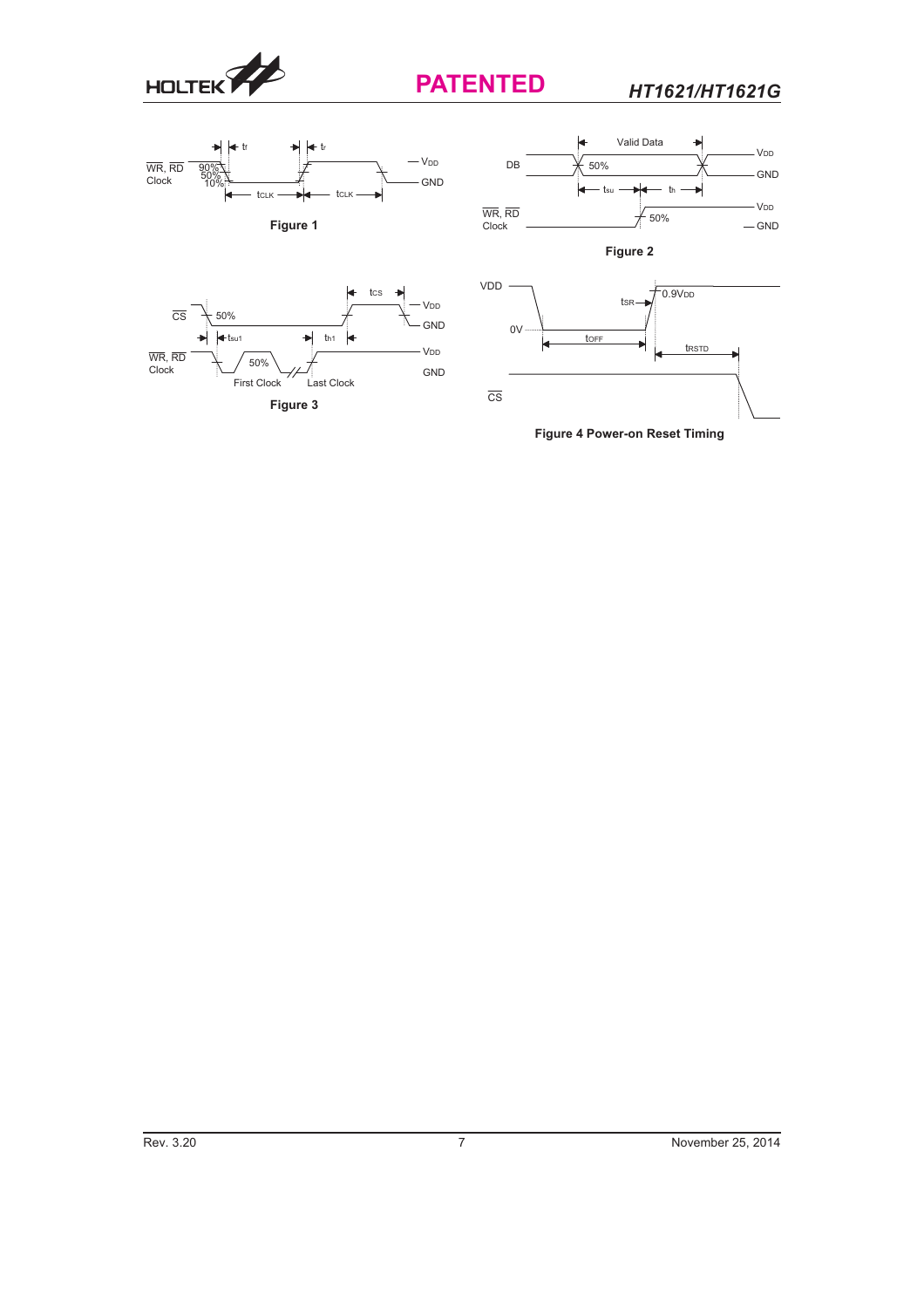WR, RD Clock

90%
50%
10%

$t_f$ $t_r$

$t_{CLK}$ $t_{CLK}$

$V_{DD}$

GND

**Figure 1**

DB

Valid Data

50%

$t_{su}$ $t_h$

$V_{DD}$

GND

WR, RD Clock

50%

$V_{DD}$

GND

**Figure 2**

CS

50%

$t_{CS}$

$V_{DD}$

GND

WR, RD Clock

$t_{su1}$ $t_{h1}$

50%

First Clock Last Clock

$V_{DD}$

GND

**Figure 3**

VDD

0V

$t_{SR}$

$0.9V_{DD}$

$t_{OFF}$

$t_{RSTD}$

CS

**Figure 4 Power-on Reset Timing**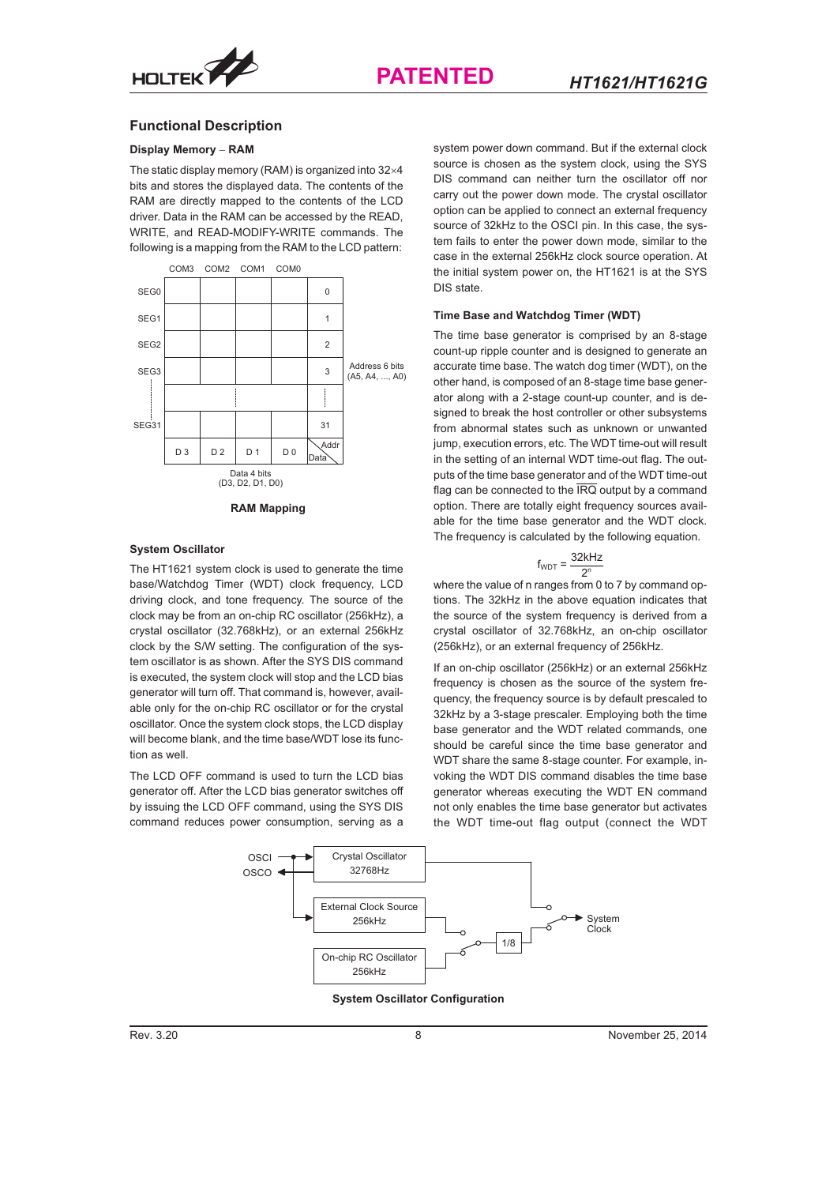## Functional Description

### Display Memory – RAM

The static display memory (RAM) is organized into 32×4 bits and stores the displayed data. The contents of the RAM are directly mapped to the contents of the LCD driver. Data in the RAM can be accessed by the READ, WRITE, and READ-MODIFY-WRITE commands. The following is a mapping from the RAM to the LCD pattern:

| | COM3 | COM2 | COM1 | COM0 | |
|---|---|---|---|---|---|
| SEG0 | | | | | 0 |
| SEG1 | | | | | 1 |
| SEG2 | | | | | 2 |
| SEG3 | | | | | 3 |
| ⋮ | | | ⋮ | | ⋮ |
| SEG31 | | | | | 31 |
| | D 3 | D 2 | D 1 | D 0 | Addr / Data |

Address 6 bits (A5, A4, ..., A0)

Data 4 bits (D3, D2, D1, D0)

**RAM Mapping**

### System Oscillator

The HT1621 system clock is used to generate the time base/Watchdog Timer (WDT) clock frequency, LCD driving clock, and tone frequency. The source of the clock may be from an on-chip RC oscillator (256kHz), a crystal oscillator (32.768kHz), or an external 256kHz clock by the S/W setting. The configuration of the system oscillator is as shown. After the SYS DIS command is executed, the system clock will stop and the LCD bias generator will turn off. That command is, however, available only for the on-chip RC oscillator or for the crystal oscillator. Once the system clock stops, the LCD display will become blank, and the time base/WDT lose its function as well.

The LCD OFF command is used to turn the LCD bias generator off. After the LCD bias generator switches off by issuing the LCD OFF command, using the SYS DIS command reduces power consumption, serving as a system power down command. But if the external clock source is chosen as the system clock, using the SYS DIS command can neither turn the oscillator off nor carry out the power down mode. The crystal oscillator option can be applied to connect an external frequency source of 32kHz to the OSCI pin. In this case, the system fails to enter the power down mode, similar to the case in the external 256kHz clock source operation. At the initial system power on, the HT1621 is at the SYS DIS state.

### Time Base and Watchdog Timer (WDT)

The time base generator is comprised by an 8-stage count-up ripple counter and is designed to generate an accurate time base. The watch dog timer (WDT), on the other hand, is composed of an 8-stage time base generator along with a 2-stage count-up counter, and is designed to break the host controller or other subsystems from abnormal states such as unknown or unwanted jump, execution errors, etc. The WDT time-out will result in the setting of an internal WDT time-out flag. The outputs of the time base generator and of the WDT time-out flag can be connected to the $\overline{IRQ}$ output by a command option. There are totally eight frequency sources available for the time base generator and the WDT clock. The frequency is calculated by the following equation.

$$f_{WDT} = \frac{32kHz}{2^n}$$

where the value of n ranges from 0 to 7 by command options. The 32kHz in the above equation indicates that the source of the system frequency is derived from a crystal oscillator of 32.768kHz, an on-chip oscillator (256kHz), or an external frequency of 256kHz.

If an on-chip oscillator (256kHz) or an external 256kHz frequency is chosen as the source of the system frequency, the frequency source is by default prescaled to 32kHz by a 3-stage prescaler. Employing both the time base generator and the WDT related commands, one should be careful since the time base generator and WDT share the same 8-stage counter. For example, invoking the WDT DIS command disables the time base generator whereas executing the WDT EN command not only enables the time base generator but activates the WDT time-out flag output (connect the WDT

OSCI, OSCO — Crystal Oscillator 32768Hz; External Clock Source 256kHz; On-chip RC Oscillator 256kHz; 1/8; System Clock

**System Oscillator Configuration**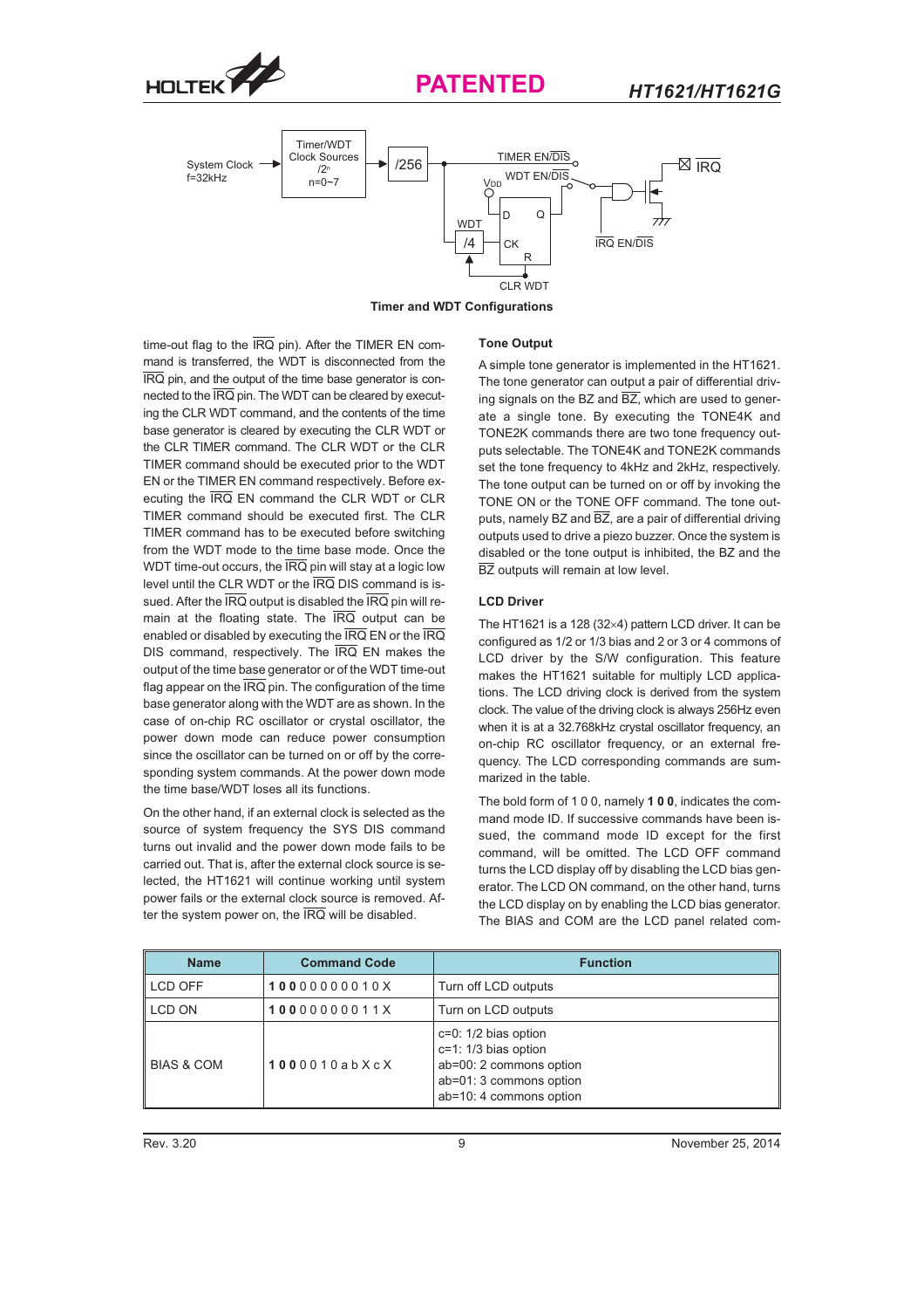Timer and WDT Configurations

time-out flag to the IRQ pin). After the TIMER EN command is transferred, the WDT is disconnected from the IRQ pin, and the output of the time base generator is connected to the IRQ pin. The WDT can be cleared by executing the CLR WDT command, and the contents of the time base generator is cleared by executing the CLR WDT or the CLR TIMER command. The CLR WDT or the CLR TIMER command should be executed prior to the WDT EN or the TIMER EN command respectively. Before executing the IRQ EN command the CLR WDT or CLR TIMER command should be executed first. The CLR TIMER command has to be executed before switching from the WDT mode to the time base mode. Once the WDT time-out occurs, the IRQ pin will stay at a logic low level until the CLR WDT or the IRQ DIS command is issued. After the IRQ output is disabled the IRQ pin will remain at the floating state. The IRQ output can be enabled or disabled by executing the IRQ EN or the IRQ DIS command, respectively. The IRQ EN makes the output of the time base generator or of the WDT time-out flag appear on the IRQ pin. The configuration of the time base generator along with the WDT are as shown. In the case of on-chip RC oscillator or crystal oscillator, the power down mode can reduce power consumption since the oscillator can be turned on or off by the corresponding system commands. At the power down mode the time base/WDT loses all its functions.

On the other hand, if an external clock is selected as the source of system frequency the SYS DIS command turns out invalid and the power down mode fails to be carried out. That is, after the external clock source is selected, the HT1621 will continue working until system power fails or the external clock source is removed. After the system power on, the IRQ will be disabled.

### Tone Output

A simple tone generator is implemented in the HT1621. The tone generator can output a pair of differential driving signals on the BZ and BZ, which are used to generate a single tone. By executing the TONE4K and TONE2K commands there are two tone frequency outputs selectable. The TONE4K and TONE2K commands set the tone frequency to 4kHz and 2kHz, respectively. The tone output can be turned on or off by invoking the TONE ON or the TONE OFF command. The tone outputs, namely BZ and BZ, are a pair of differential driving outputs used to drive a piezo buzzer. Once the system is disabled or the tone output is inhibited, the BZ and the BZ outputs will remain at low level.

### LCD Driver

The HT1621 is a 128 (32×4) pattern LCD driver. It can be configured as 1/2 or 1/3 bias and 2 or 3 or 4 commons of LCD driver by the S/W configuration. This feature makes the HT1621 suitable for multiply LCD applications. The LCD driving clock is derived from the system clock. The value of the driving clock is always 256Hz even when it is at a 32.768kHz crystal oscillator frequency, an on-chip RC oscillator frequency, or an external frequency. The LCD corresponding commands are summarized in the table.

The bold form of 1 0 0, namely **1 0 0**, indicates the command mode ID. If successive commands have been issued, the command mode ID except for the first command, will be omitted. The LCD OFF command turns the LCD display off by disabling the LCD bias generator. The LCD ON command, on the other hand, turns the LCD display on by enabling the LCD bias generator. The BIAS and COM are the LCD panel related com-

| Name | Command Code | Function |
|---|---|---|
| LCD OFF | **1 0 0** 0 0 0 0 0 0 1 0 X | Turn off LCD outputs |
| LCD ON | **1 0 0** 0 0 0 0 0 0 1 1 X | Turn on LCD outputs |
| BIAS & COM | **1 0 0** 0 0 1 0 a b X c X | c=0: 1/2 bias option<br>c=1: 1/3 bias option<br>ab=00: 2 commons option<br>ab=01: 3 commons option<br>ab=10: 4 commons option |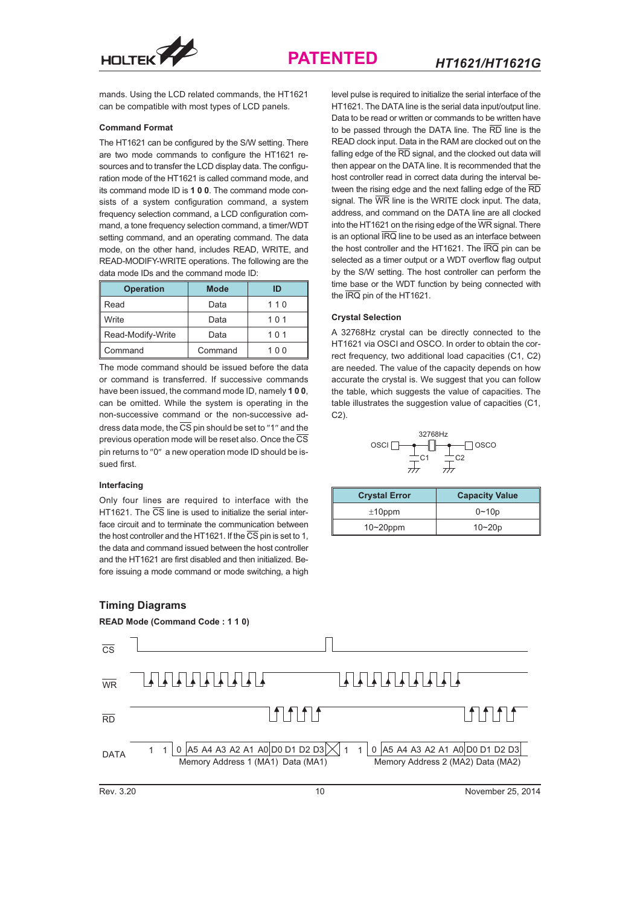mands. Using the LCD related commands, the HT1621 can be compatible with most types of LCD panels.

### Command Format

The HT1621 can be configured by the S/W setting. There are two mode commands to configure the HT1621 resources and to transfer the LCD display data. The configuration mode of the HT1621 is called command mode, and its command mode ID is **1 0 0**. The command mode consists of a system configuration command, a system frequency selection command, a LCD configuration command, a tone frequency selection command, a timer/WDT setting command, and an operating command. The data mode, on the other hand, includes READ, WRITE, and READ-MODIFY-WRITE operations. The following are the data mode IDs and the command mode ID:

| Operation | Mode | ID |
|---|---|---|
| Read | Data | 1 1 0 |
| Write | Data | 1 0 1 |
| Read-Modify-Write | Data | 1 0 1 |
| Command | Command | 1 0 0 |

The mode command should be issued before the data or command is transferred. If successive commands have been issued, the command mode ID, namely **1 0 0**, can be omitted. While the system is operating in the non-successive command or the non-successive address data mode, the $\overline{CS}$ pin should be set to "1" and the previous operation mode will be reset also. Once the $\overline{CS}$ pin returns to "0" a new operation mode ID should be issued first.

### Interfacing

Only four lines are required to interface with the HT1621. The $\overline{CS}$ line is used to initialize the serial interface circuit and to terminate the communication between the host controller and the HT1621. If the $\overline{CS}$ pin is set to 1, the data and command issued between the host controller and the HT1621 are first disabled and then initialized. Before issuing a mode command or mode switching, a high level pulse is required to initialize the serial interface of the HT1621. The DATA line is the serial data input/output line. Data to be read or written or commands to be written have to be passed through the DATA line. The $\overline{RD}$ line is the READ clock input. Data in the RAM are clocked out on the falling edge of the $\overline{RD}$ signal, and the clocked out data will then appear on the DATA line. It is recommended that the host controller read in correct data during the interval between the rising edge and the next falling edge of the $\overline{RD}$ signal. The $\overline{WR}$ line is the WRITE clock input. The data, address, and command on the DATA line are all clocked into the HT1621 on the rising edge of the $\overline{WR}$ signal. There is an optional $\overline{IRQ}$ line to be used as an interface between the host controller and the HT1621. The $\overline{IRQ}$ pin can be selected as a timer output or a WDT overflow flag output by the S/W setting. The host controller can perform the time base or the WDT function by being connected with the $\overline{IRQ}$ pin of the HT1621.

### Crystal Selection

A 32768Hz crystal can be directly connected to the HT1621 via OSCI and OSCO. In order to obtain the correct frequency, two additional load capacities (C1, C2) are needed. The value of the capacity depends on how accurate the crystal is. We suggest that you can follow the table, which suggests the value of capacities. The table illustrates the suggestion value of capacities (C1, C2).

| Crystal Error | Capacity Value |
|---|---|
| ±10ppm | 0~10p |
| 10~20ppm | 10~20p |

## Timing Diagrams

### READ Mode (Command Code : 1 1 0)

DATA: 1 1 0 A5 A4 A3 A2 A1 A0 D0 D1 D2 D3 — Memory Address 1 (MA1) Data (MA1); 1 1 0 A5 A4 A3 A2 A1 A0 D0 D1 D2 D3 — Memory Address 2 (MA2) Data (MA2)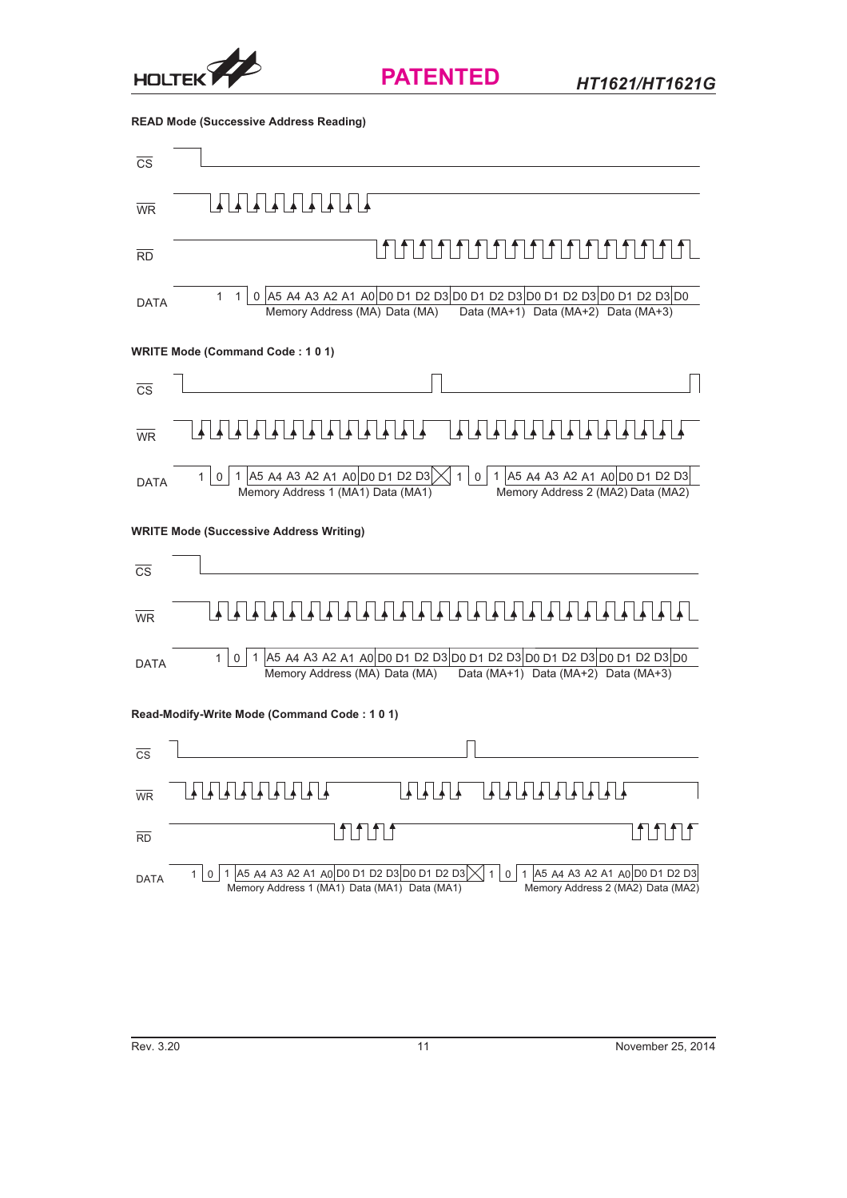**READ Mode (Successive Address Reading)**

CS

WR

RD

DATA 1 1 0 A5 A4 A3 A2 A1 A0 D0 D1 D2 D3 D0 D1 D2 D3 D0 D1 D2 D3 D0 D1 D2 D3 D0

Memory Address (MA) Data (MA) Data (MA+1) Data (MA+2) Data (MA+3)

**WRITE Mode (Command Code : 1 0 1)**

CS

WR

DATA 1 0 1 A5 A4 A3 A2 A1 A0 D0 D1 D2 D3 1 0 1 A5 A4 A3 A2 A1 A0 D0 D1 D2 D3

Memory Address 1 (MA1) Data (MA1) Memory Address 2 (MA2) Data (MA2)

**WRITE Mode (Successive Address Writing)**

CS

WR

DATA 1 0 1 A5 A4 A3 A2 A1 A0 D0 D1 D2 D3 D0 D1 D2 D3 D0 D1 D2 D3 D0 D1 D2 D3 D0

Memory Address (MA) Data (MA) Data (MA+1) Data (MA+2) Data (MA+3)

**Read-Modify-Write Mode (Command Code : 1 0 1)**

CS

WR

RD

DATA 1 0 1 A5 A4 A3 A2 A1 A0 D0 D1 D2 D3 D0 D1 D2 D3 1 0 1 A5 A4 A3 A2 A1 A0 D0 D1 D2 D3

Memory Address 1 (MA1) Data (MA1) Data (MA1) Memory Address 2 (MA2) Data (MA2)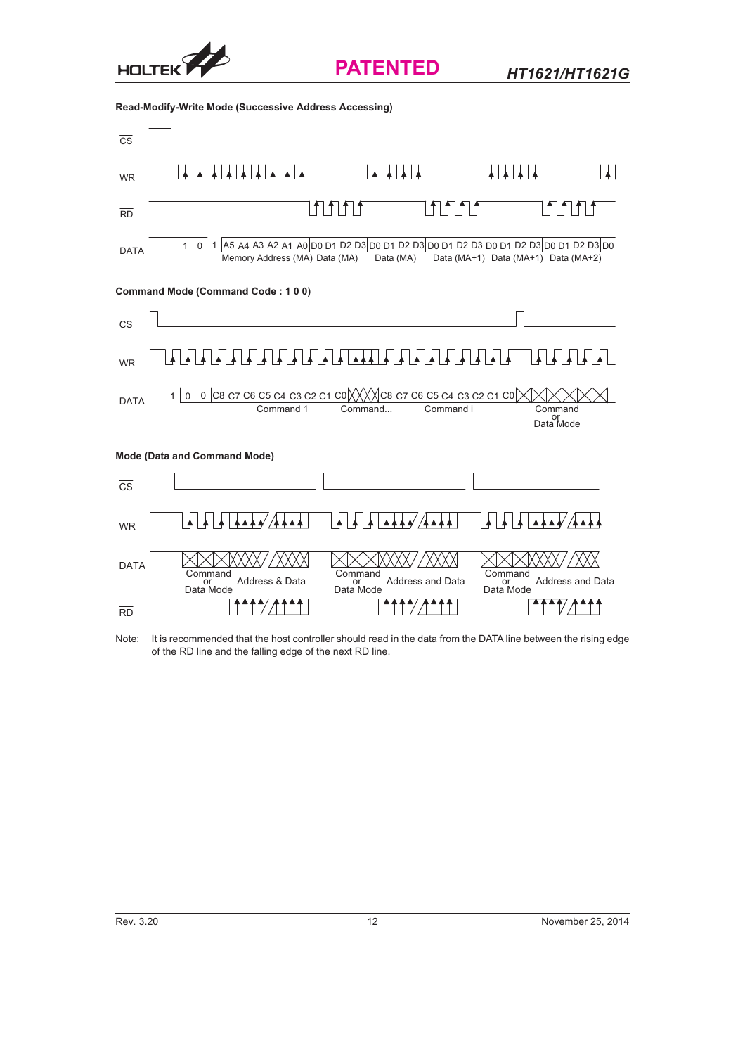**Read-Modify-Write Mode (Successive Address Accessing)**

CS

WR

RD

DATA 1 0 1 A5 A4 A3 A2 A1 A0 D0 D1 D2 D3 D0 D1 D2 D3 D0 D1 D2 D3 D0 D1 D2 D3 D0 D1 D2 D3 D0

Memory Address (MA) Data (MA) Data (MA) Data (MA+1) Data (MA+1) Data (MA+2)

**Command Mode (Command Code : 1 0 0)**

CS

WR

DATA 1 0 0 C8 C7 C6 C5 C4 C3 C2 C1 C0 C8 C7 C6 C5 C4 C3 C2 C1 C0

Command 1 Command... Command i Command or Data Mode

**Mode (Data and Command Mode)**

CS

WR

DATA

Command or Data Mode Address & Data Command or Data Mode Address and Data Command or Data Mode Address and Data

RD

Note: It is recommended that the host controller should read in the data from the DATA line between the rising edge of the RD line and the falling edge of the next RD line.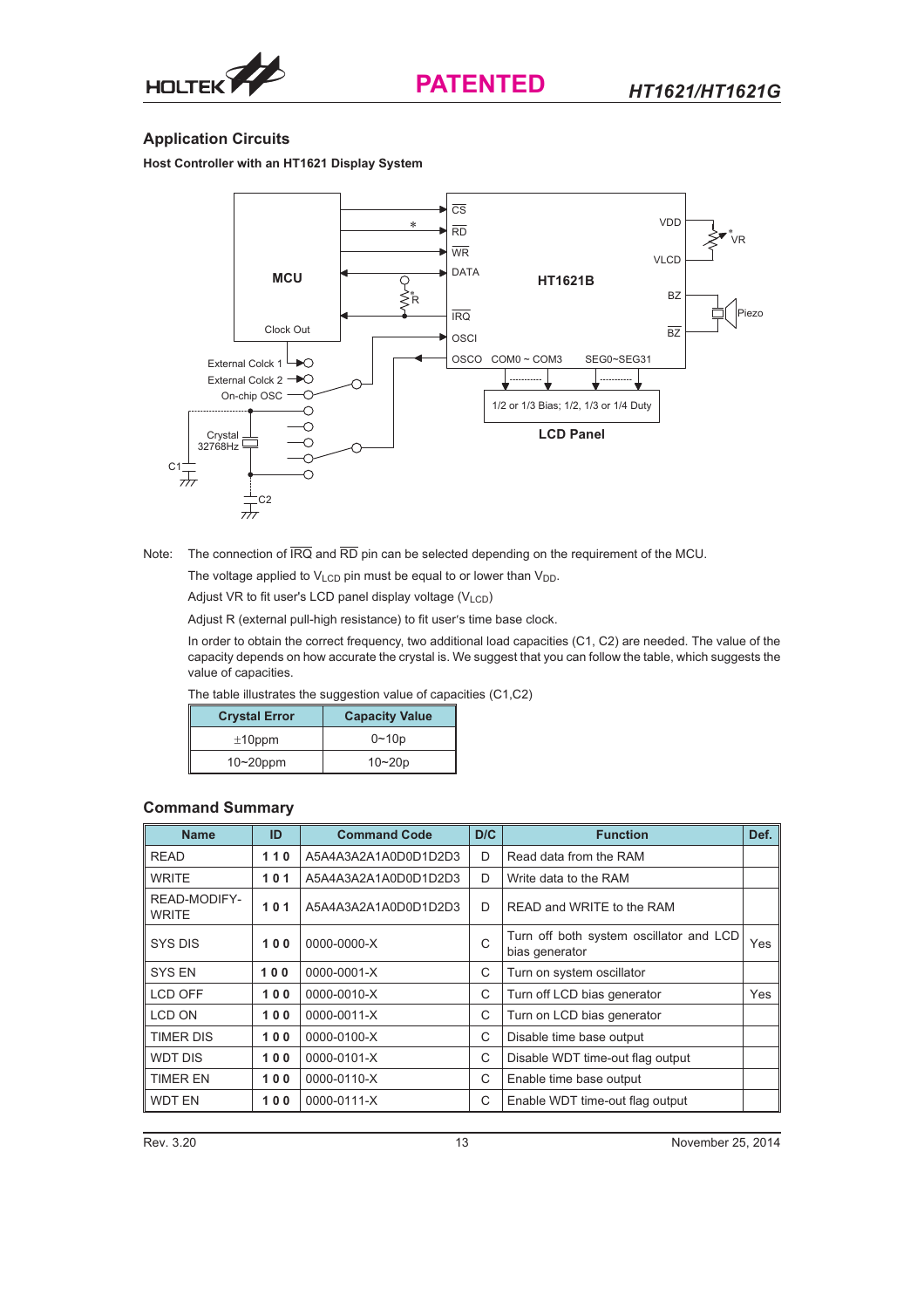## Application Circuits

### Host Controller with an HT1621 Display System

Note: The connection of $\overline{IRQ}$ and $\overline{RD}$ pin can be selected depending on the requirement of the MCU.

The voltage applied to $V_{LCD}$ pin must be equal to or lower than $V_{DD}$.

Adjust VR to fit user's LCD panel display voltage ($V_{LCD}$)

Adjust R (external pull-high resistance) to fit user's time base clock.

In order to obtain the correct frequency, two additional load capacities (C1, C2) are needed. The value of the capacity depends on how accurate the crystal is. We suggest that you can follow the table, which suggests the value of capacities.

The table illustrates the suggestion value of capacities (C1,C2)

| Crystal Error | Capacity Value |
|---|---|
| ±10ppm | 0~10p |
| 10~20ppm | 10~20p |

## Command Summary

| Name | ID | Command Code | D/C | Function | Def. |
|---|---|---|---|---|---|
| READ | 1 1 0 | A5A4A3A2A1A0D0D1D2D3 | D | Read data from the RAM | |
| WRITE | 1 0 1 | A5A4A3A2A1A0D0D1D2D3 | D | Write data to the RAM | |
| READ-MODIFY-WRITE | 1 0 1 | A5A4A3A2A1A0D0D1D2D3 | D | READ and WRITE to the RAM | |
| SYS DIS | 1 0 0 | 0000-0000-X | C | Turn off both system oscillator and LCD bias generator | Yes |
| SYS EN | 1 0 0 | 0000-0001-X | C | Turn on system oscillator | |
| LCD OFF | 1 0 0 | 0000-0010-X | C | Turn off LCD bias generator | Yes |
| LCD ON | 1 0 0 | 0000-0011-X | C | Turn on LCD bias generator | |
| TIMER DIS | 1 0 0 | 0000-0100-X | C | Disable time base output | |
| WDT DIS | 1 0 0 | 0000-0101-X | C | Disable WDT time-out flag output | |
| TIMER EN | 1 0 0 | 0000-0110-X | C | Enable time base output | |
| WDT EN | 1 0 0 | 0000-0111-X | C | Enable WDT time-out flag output | |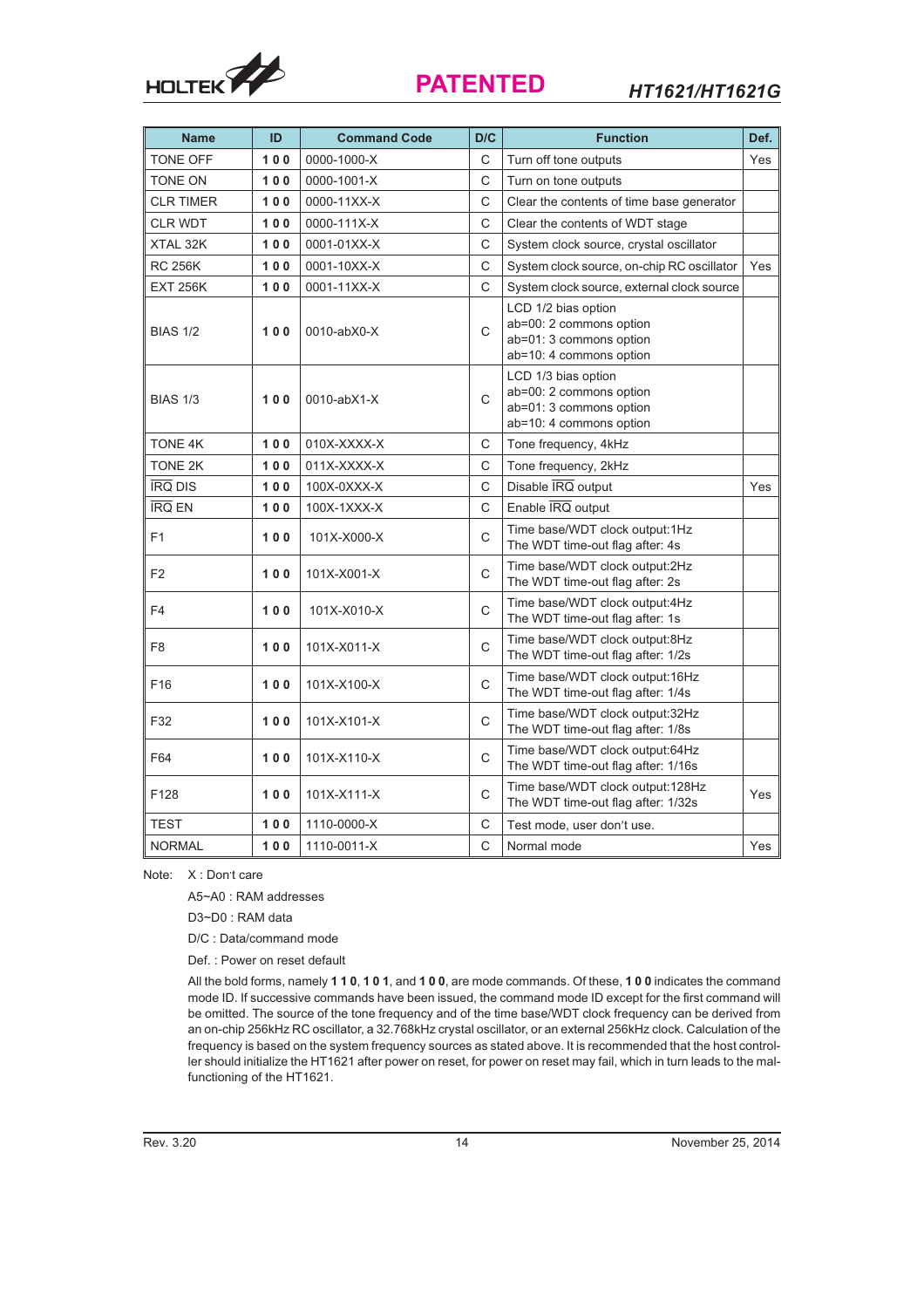| Name | ID | Command Code | D/C | Function | Def. |
|---|---|---|---|---|---|
| TONE OFF | **1 0 0** | 0000-1000-X | C | Turn off tone outputs | Yes |
| TONE ON | **1 0 0** | 0000-1001-X | C | Turn on tone outputs | |
| CLR TIMER | **1 0 0** | 0000-11XX-X | C | Clear the contents of time base generator | |
| CLR WDT | **1 0 0** | 0000-111X-X | C | Clear the contents of WDT stage | |
| XTAL 32K | **1 0 0** | 0001-01XX-X | C | System clock source, crystal oscillator | |
| RC 256K | **1 0 0** | 0001-10XX-X | C | System clock source, on-chip RC oscillator | Yes |
| EXT 256K | **1 0 0** | 0001-11XX-X | C | System clock source, external clock source | |
| BIAS 1/2 | **1 0 0** | 0010-abX0-X | C | LCD 1/2 bias option<br>ab=00: 2 commons option<br>ab=01: 3 commons option<br>ab=10: 4 commons option | |
| BIAS 1/3 | **1 0 0** | 0010-abX1-X | C | LCD 1/3 bias option<br>ab=00: 2 commons option<br>ab=01: 3 commons option<br>ab=10: 4 commons option | |
| TONE 4K | **1 0 0** | 010X-XXXX-X | C | Tone frequency, 4kHz | |
| TONE 2K | **1 0 0** | 011X-XXXX-X | C | Tone frequency, 2kHz | |
| $\overline{IRQ}$ DIS | **1 0 0** | 100X-0XXX-X | C | Disable $\overline{IRQ}$ output | Yes |
| $\overline{IRQ}$ EN | **1 0 0** | 100X-1XXX-X | C | Enable $\overline{IRQ}$ output | |
| F1 | **1 0 0** | 101X-X000-X | C | Time base/WDT clock output:1Hz<br>The WDT time-out flag after: 4s | |
| F2 | **1 0 0** | 101X-X001-X | C | Time base/WDT clock output:2Hz<br>The WDT time-out flag after: 2s | |
| F4 | **1 0 0** | 101X-X010-X | C | Time base/WDT clock output:4Hz<br>The WDT time-out flag after: 1s | |
| F8 | **1 0 0** | 101X-X011-X | C | Time base/WDT clock output:8Hz<br>The WDT time-out flag after: 1/2s | |
| F16 | **1 0 0** | 101X-X100-X | C | Time base/WDT clock output:16Hz<br>The WDT time-out flag after: 1/4s | |
| F32 | **1 0 0** | 101X-X101-X | C | Time base/WDT clock output:32Hz<br>The WDT time-out flag after: 1/8s | |
| F64 | **1 0 0** | 101X-X110-X | C | Time base/WDT clock output:64Hz<br>The WDT time-out flag after: 1/16s | |
| F128 | **1 0 0** | 101X-X111-X | C | Time base/WDT clock output:128Hz<br>The WDT time-out flag after: 1/32s | Yes |
| TEST | **1 0 0** | 1110-0000-X | C | Test mode, user don't use. | |
| NORMAL | **1 0 0** | 1110-0011-X | C | Normal mode | Yes |

Note: X : Don't care

A5~A0 : RAM addresses

D3~D0 : RAM data

D/C : Data/command mode

Def. : Power on reset default

All the bold forms, namely **1 1 0**, **1 0 1**, and **1 0 0**, are mode commands. Of these, **1 0 0** indicates the command mode ID. If successive commands have been issued, the command mode ID except for the first command will be omitted. The source of the tone frequency and of the time base/WDT clock frequency can be derived from an on-chip 256kHz RC oscillator, a 32.768kHz crystal oscillator, or an external 256kHz clock. Calculation of the frequency is based on the system frequency sources as stated above. It is recommended that the host controller should initialize the HT1621 after power on reset, for power on reset may fail, which in turn leads to the malfunctioning of the HT1621.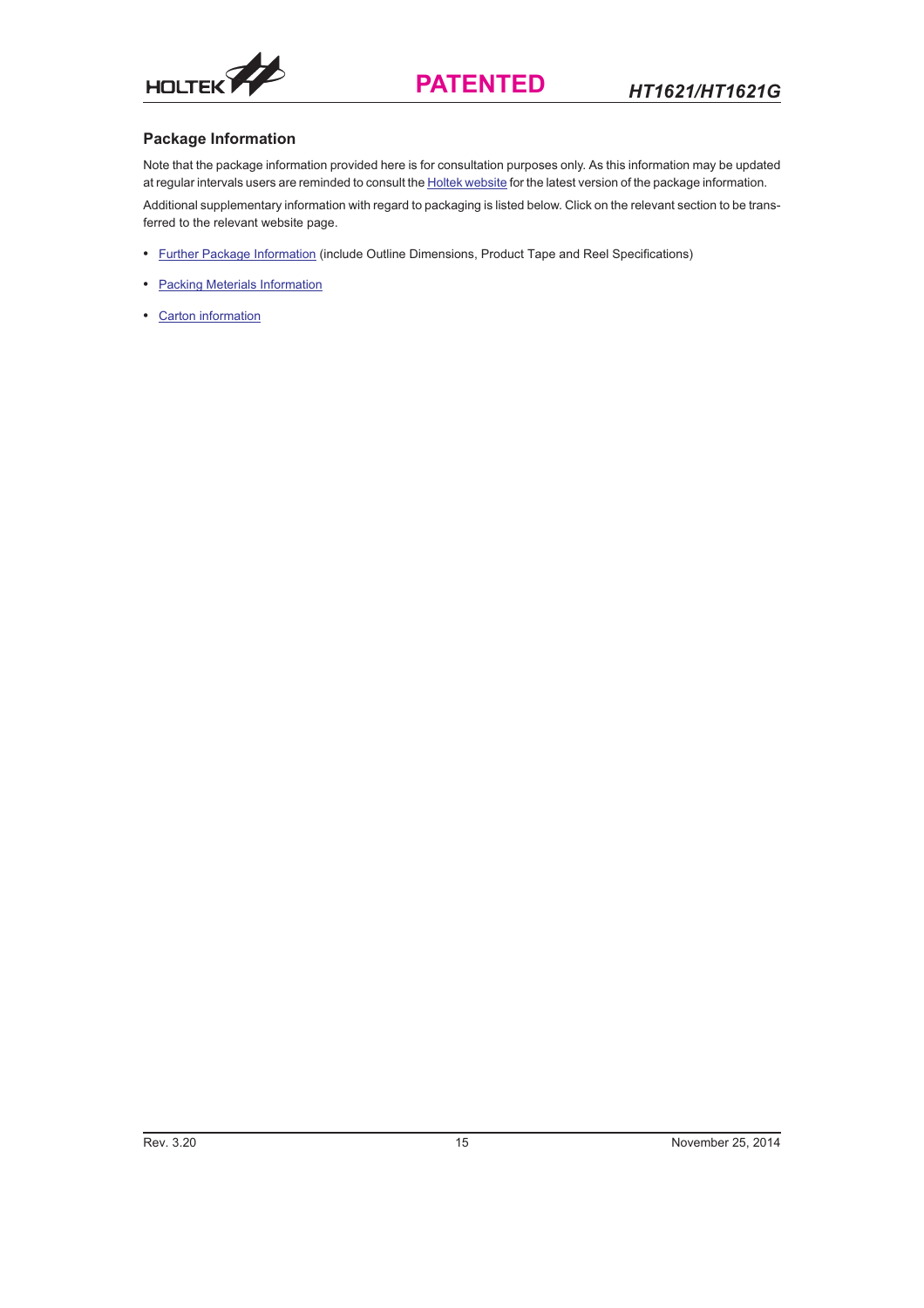## Package Information

Note that the package information provided here is for consultation purposes only. As this information may be updated at regular intervals users are reminded to consult the Holtek website for the latest version of the package information.

Additional supplementary information with regard to packaging is listed below. Click on the relevant section to be transferred to the relevant website page.

- Further Package Information (include Outline Dimensions, Product Tape and Reel Specifications)
- Packing Meterials Information
- Carton information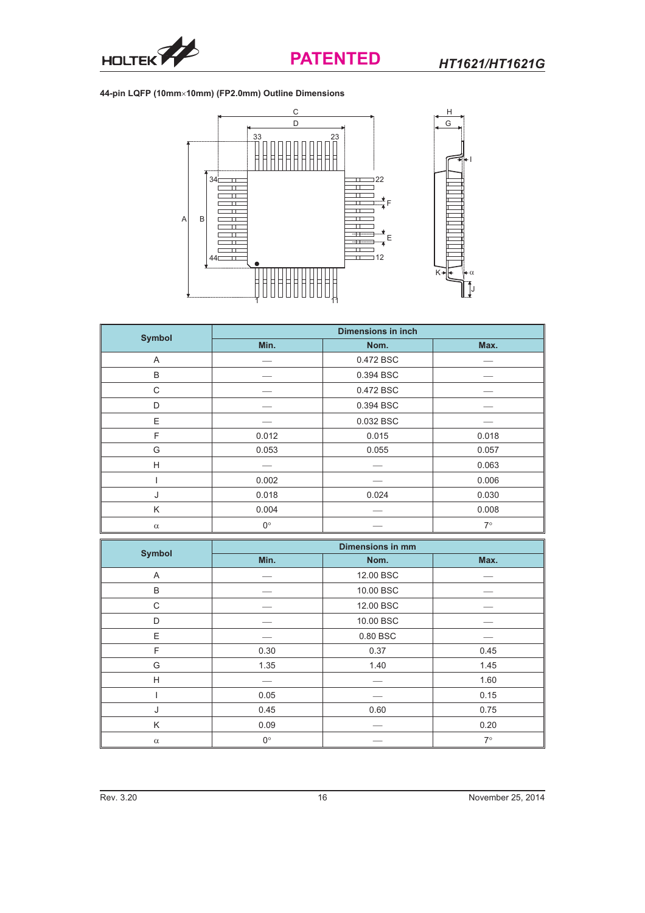**44-pin LQFP (10mm×10mm) (FP2.0mm) Outline Dimensions**

| Symbol | Dimensions in inch | | |
|---|---|---|---|
| | Min. | Nom. | Max. |
| A | — | 0.472 BSC | — |
| B | — | 0.394 BSC | — |
| C | — | 0.472 BSC | — |
| D | — | 0.394 BSC | — |
| E | — | 0.032 BSC | — |
| F | 0.012 | 0.015 | 0.018 |
| G | 0.053 | 0.055 | 0.057 |
| H | — | — | 0.063 |
| I | 0.002 | — | 0.006 |
| J | 0.018 | 0.024 | 0.030 |
| K | 0.004 | — | 0.008 |
| α | 0° | — | 7° |

| Symbol | Dimensions in mm | | |
|---|---|---|---|
| | Min. | Nom. | Max. |
| A | — | 12.00 BSC | — |
| B | — | 10.00 BSC | — |
| C | — | 12.00 BSC | — |
| D | — | 10.00 BSC | — |
| E | — | 0.80 BSC | — |
| F | 0.30 | 0.37 | 0.45 |
| G | 1.35 | 1.40 | 1.45 |
| H | — | — | 1.60 |
| I | 0.05 | — | 0.15 |
| J | 0.45 | 0.60 | 0.75 |
| K | 0.09 | — | 0.20 |
| α | 0° | — | 7° |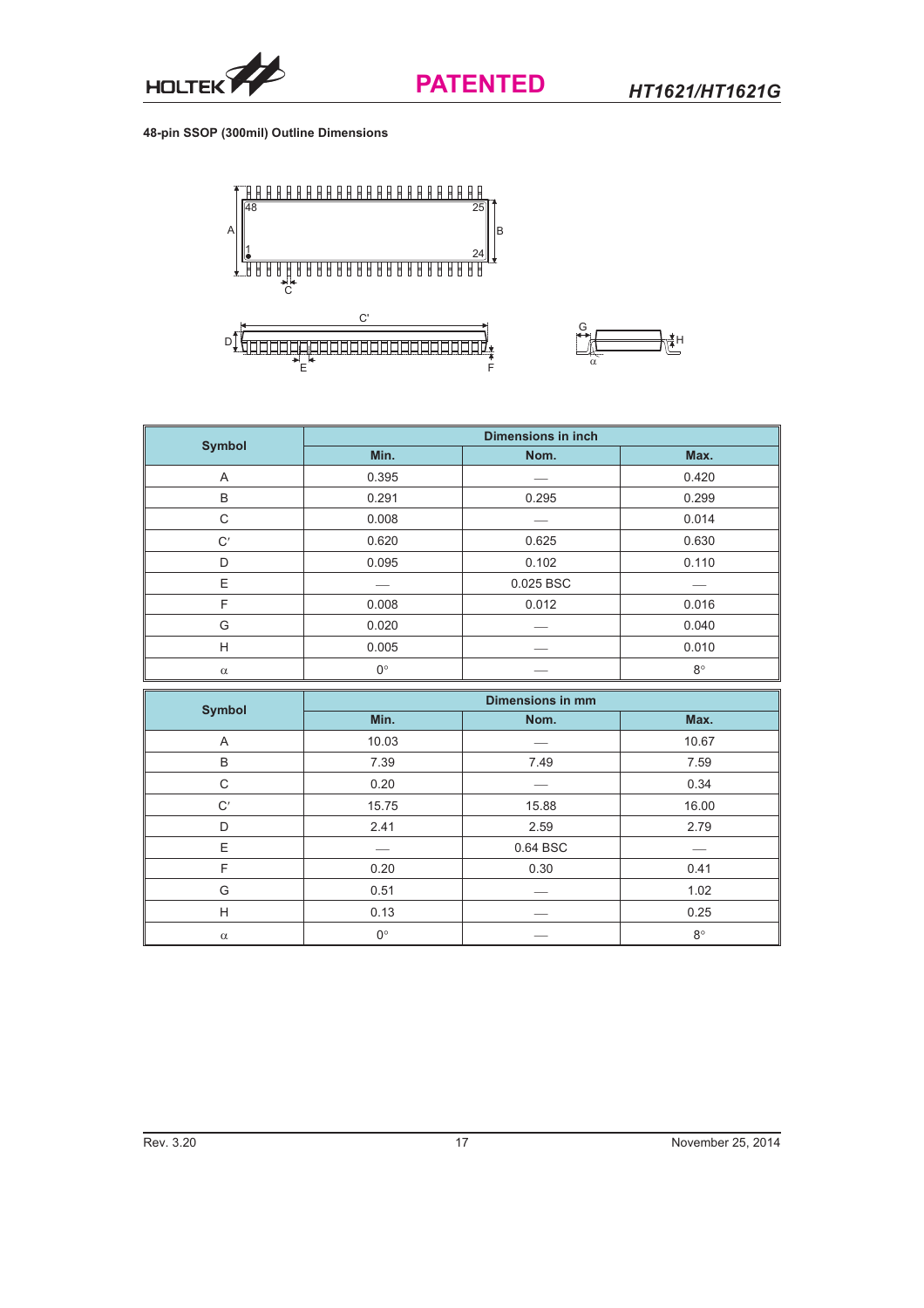**48-pin SSOP (300mil) Outline Dimensions**

| Symbol | Dimensions in inch | | |
|---|---|---|---|
| | Min. | Nom. | Max. |
| A | 0.395 | — | 0.420 |
| B | 0.291 | 0.295 | 0.299 |
| C | 0.008 | — | 0.014 |
| C′ | 0.620 | 0.625 | 0.630 |
| D | 0.095 | 0.102 | 0.110 |
| E | — | 0.025 BSC | — |
| F | 0.008 | 0.012 | 0.016 |
| G | 0.020 | — | 0.040 |
| H | 0.005 | — | 0.010 |
| α | 0° | — | 8° |

| Symbol | Dimensions in mm | | |
|---|---|---|---|
| | Min. | Nom. | Max. |
| A | 10.03 | — | 10.67 |
| B | 7.39 | 7.49 | 7.59 |
| C | 0.20 | — | 0.34 |
| C′ | 15.75 | 15.88 | 16.00 |
| D | 2.41 | 2.59 | 2.79 |
| E | — | 0.64 BSC | — |
| F | 0.20 | 0.30 | 0.41 |
| G | 0.51 | — | 1.02 |
| H | 0.13 | — | 0.25 |
| α | 0° | — | 8° |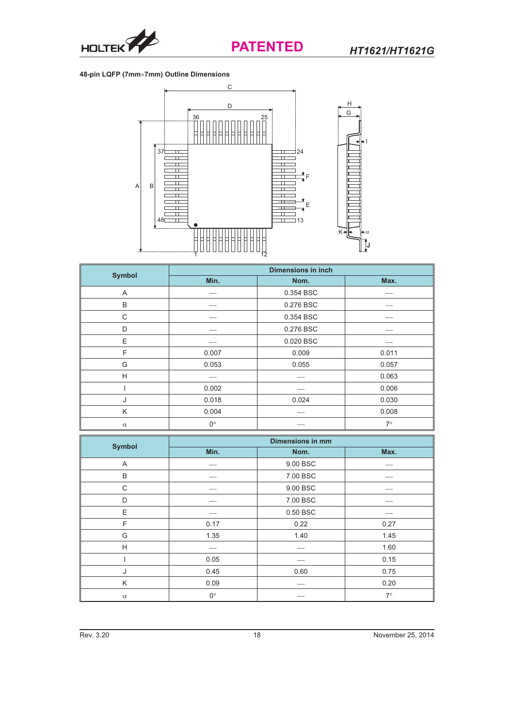48-pin LQFP (7mm×7mm) Outline Dimensions

| Symbol | Dimensions in inch | | |
|---|---|---|---|
| | Min. | Nom. | Max. |
| A | — | 0.354 BSC | — |
| B | — | 0.276 BSC | — |
| C | — | 0.354 BSC | — |
| D | — | 0.276 BSC | — |
| E | — | 0.020 BSC | — |
| F | 0.007 | 0.009 | 0.011 |
| G | 0.053 | 0.055 | 0.057 |
| H | — | — | 0.063 |
| I | 0.002 | — | 0.006 |
| J | 0.018 | 0.024 | 0.030 |
| K | 0.004 | — | 0.008 |
| $\alpha$ | 0° | — | 7° |

| Symbol | Dimensions in mm | | |
|---|---|---|---|
| | Min. | Nom. | Max. |
| A | — | 9.00 BSC | — |
| B | — | 7.00 BSC | — |
| C | — | 9.00 BSC | — |
| D | — | 7.00 BSC | — |
| E | — | 0.50 BSC | — |
| F | 0.17 | 0.22 | 0.27 |
| G | 1.35 | 1.40 | 1.45 |
| H | — | — | 1.60 |
| I | 0.05 | — | 0.15 |
| J | 0.45 | 0.60 | 0.75 |
| K | 0.09 | — | 0.20 |
| $\alpha$ | 0° | — | 7° |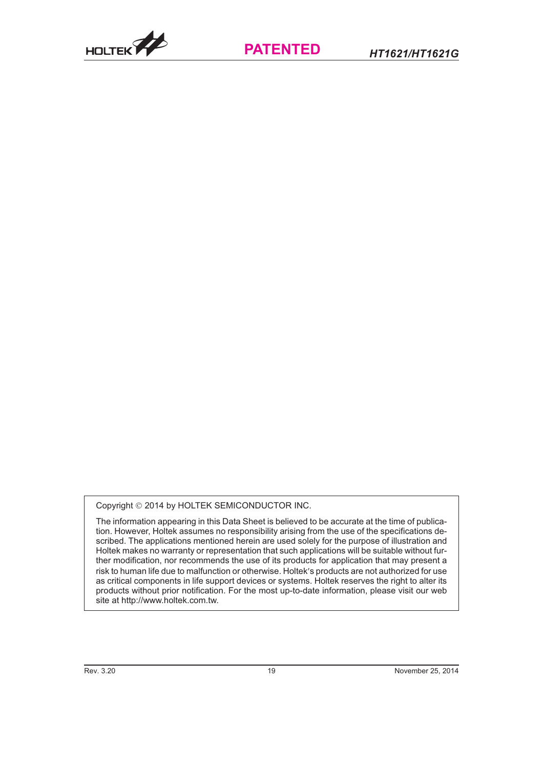Copyright © 2014 by HOLTEK SEMICONDUCTOR INC.

The information appearing in this Data Sheet is believed to be accurate at the time of publication. However, Holtek assumes no responsibility arising from the use of the specifications described. The applications mentioned herein are used solely for the purpose of illustration and Holtek makes no warranty or representation that such applications will be suitable without further modification, nor recommends the use of its products for application that may present a risk to human life due to malfunction or otherwise. Holtek's products are not authorized for use as critical components in life support devices or systems. Holtek reserves the right to alter its products without prior notification. For the most up-to-date information, please visit our web site at http://www.holtek.com.tw.